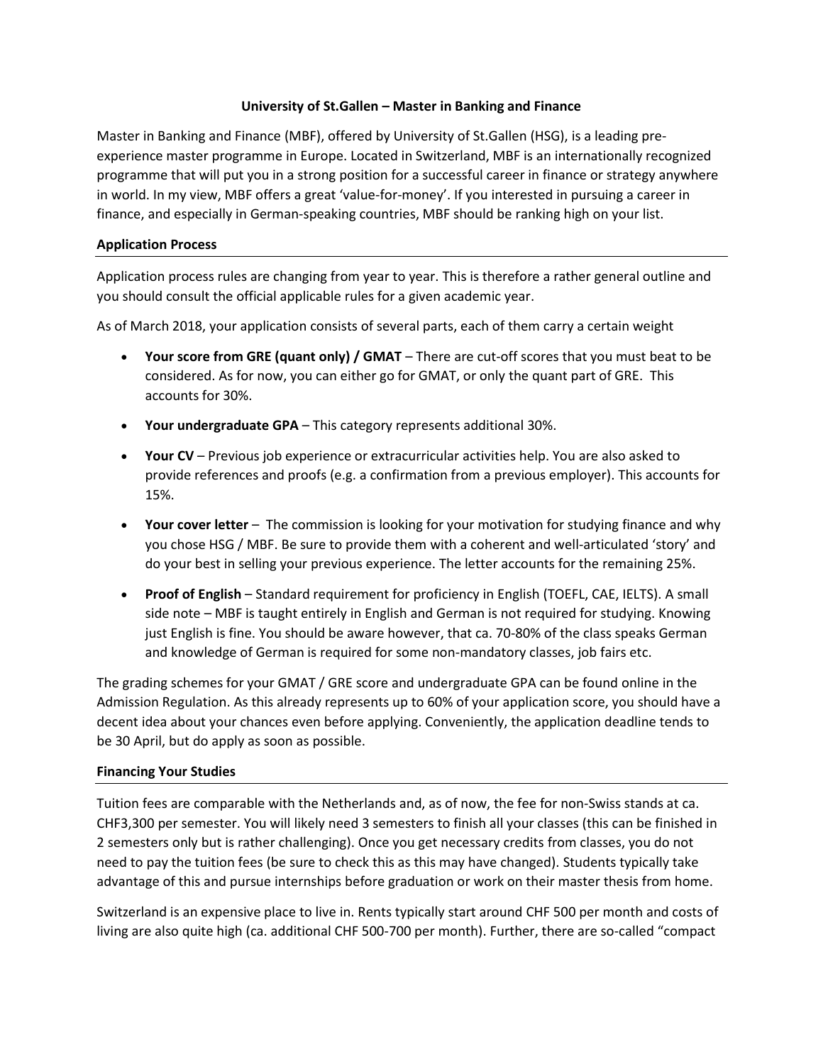# University of St.Gallen – Master in Banking and Finance

Master in Banking and Finance (MBF), offered by University of St.Gallen (HSG), is a leading pre-experience master programme in Europe. Located in Switzerland, MBF is an internationally recognized programme that will put you in a strong position for a successful career in finance or strategy anywhere in world. In my view, MBF offers a great 'value-for-money'. If you interested in pursuing a career in finance, and especially in German-speaking countries, MBF should be ranking high on your list.

## Application Process

Application process rules are changing from year to year. This is therefore a rather general outline and you should consult the official applicable rules for a given academic year.

As of March 2018, your application consists of several parts, each of them carry a certain weight

- **Your score from GRE (quant only) / GMAT** – There are cut-off scores that you must beat to be considered. As for now, you can either go for GMAT, or only the quant part of GRE. This accounts for 30%.
- **Your undergraduate GPA** – This category represents additional 30%.
- **Your CV** – Previous job experience or extracurricular activities help. You are also asked to provide references and proofs (e.g. a confirmation from a previous employer). This accounts for 15%.
- **Your cover letter** – The commission is looking for your motivation for studying finance and why you chose HSG / MBF. Be sure to provide them with a coherent and well-articulated 'story' and do your best in selling your previous experience. The letter accounts for the remaining 25%.
- **Proof of English** – Standard requirement for proficiency in English (TOEFL, CAE, IELTS). A small side note – MBF is taught entirely in English and German is not required for studying. Knowing just English is fine. You should be aware however, that ca. 70-80% of the class speaks German and knowledge of German is required for some non-mandatory classes, job fairs etc.

The grading schemes for your GMAT / GRE score and undergraduate GPA can be found online in the Admission Regulation. As this already represents up to 60% of your application score, you should have a decent idea about your chances even before applying. Conveniently, the application deadline tends to be 30 April, but do apply as soon as possible.

## Financing Your Studies

Tuition fees are comparable with the Netherlands and, as of now, the fee for non-Swiss stands at ca. CHF3,300 per semester. You will likely need 3 semesters to finish all your classes (this can be finished in 2 semesters only but is rather challenging). Once you get necessary credits from classes, you do not need to pay the tuition fees (be sure to check this as this may have changed). Students typically take advantage of this and pursue internships before graduation or work on their master thesis from home.

Switzerland is an expensive place to live in. Rents typically start around CHF 500 per month and costs of living are also quite high (ca. additional CHF 500-700 per month). Further, there are so-called "compact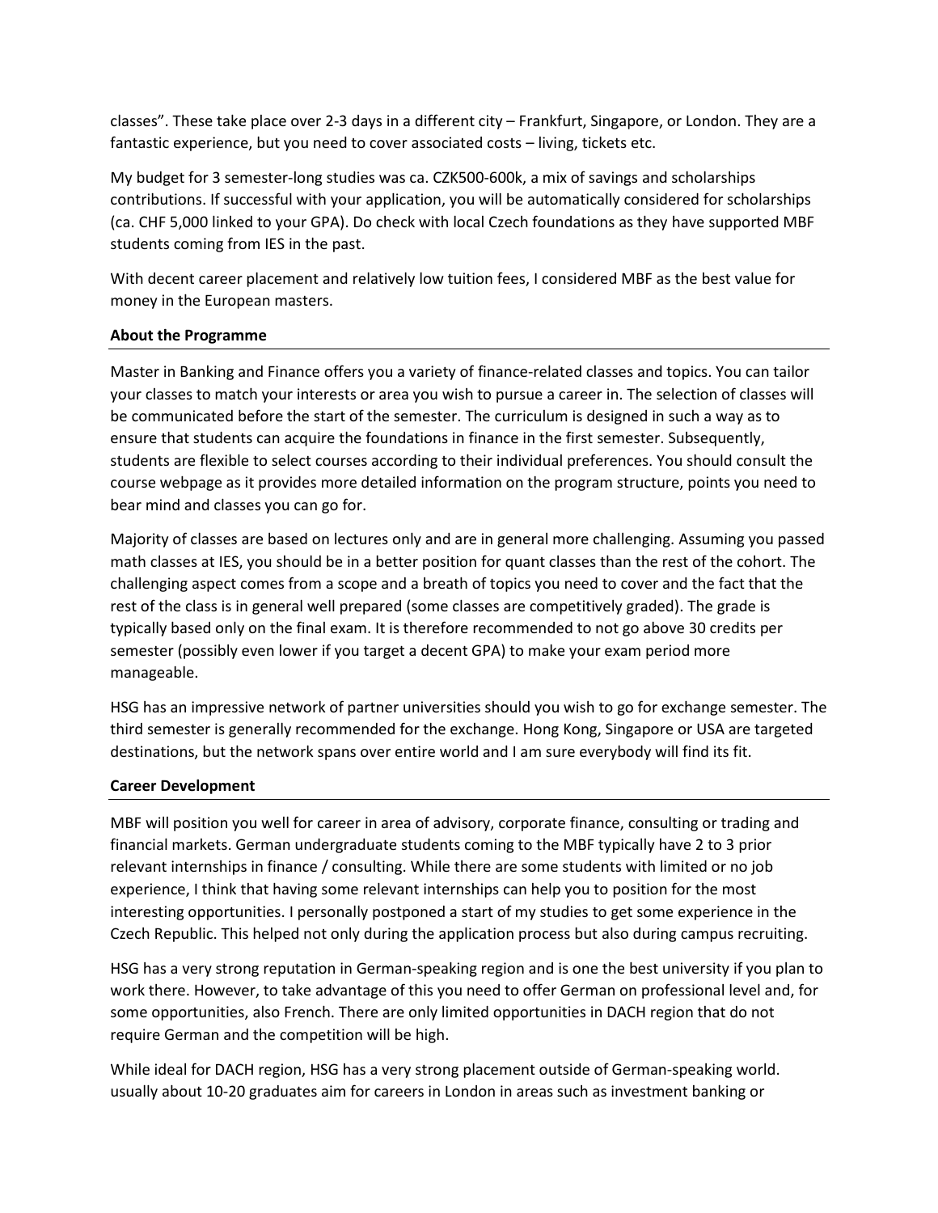classes". These take place over 2-3 days in a different city – Frankfurt, Singapore, or London. They are a fantastic experience, but you need to cover associated costs – living, tickets etc.

My budget for 3 semester-long studies was ca. CZK500-600k, a mix of savings and scholarships contributions. If successful with your application, you will be automatically considered for scholarships (ca. CHF 5,000 linked to your GPA). Do check with local Czech foundations as they have supported MBF students coming from IES in the past.

With decent career placement and relatively low tuition fees, I considered MBF as the best value for money in the European masters.

**About the Programme**

Master in Banking and Finance offers you a variety of finance-related classes and topics. You can tailor your classes to match your interests or area you wish to pursue a career in. The selection of classes will be communicated before the start of the semester. The curriculum is designed in such a way as to ensure that students can acquire the foundations in finance in the first semester. Subsequently, students are flexible to select courses according to their individual preferences. You should consult the course webpage as it provides more detailed information on the program structure, points you need to bear mind and classes you can go for.

Majority of classes are based on lectures only and are in general more challenging. Assuming you passed math classes at IES, you should be in a better position for quant classes than the rest of the cohort. The challenging aspect comes from a scope and a breath of topics you need to cover and the fact that the rest of the class is in general well prepared (some classes are competitively graded). The grade is typically based only on the final exam. It is therefore recommended to not go above 30 credits per semester (possibly even lower if you target a decent GPA) to make your exam period more manageable.

HSG has an impressive network of partner universities should you wish to go for exchange semester. The third semester is generally recommended for the exchange. Hong Kong, Singapore or USA are targeted destinations, but the network spans over entire world and I am sure everybody will find its fit.

**Career Development**

MBF will position you well for career in area of advisory, corporate finance, consulting or trading and financial markets. German undergraduate students coming to the MBF typically have 2 to 3 prior relevant internships in finance / consulting. While there are some students with limited or no job experience, I think that having some relevant internships can help you to position for the most interesting opportunities. I personally postponed a start of my studies to get some experience in the Czech Republic. This helped not only during the application process but also during campus recruiting.

HSG has a very strong reputation in German-speaking region and is one the best university if you plan to work there. However, to take advantage of this you need to offer German on professional level and, for some opportunities, also French. There are only limited opportunities in DACH region that do not require German and the competition will be high.

While ideal for DACH region, HSG has a very strong placement outside of German-speaking world. usually about 10-20 graduates aim for careers in London in areas such as investment banking or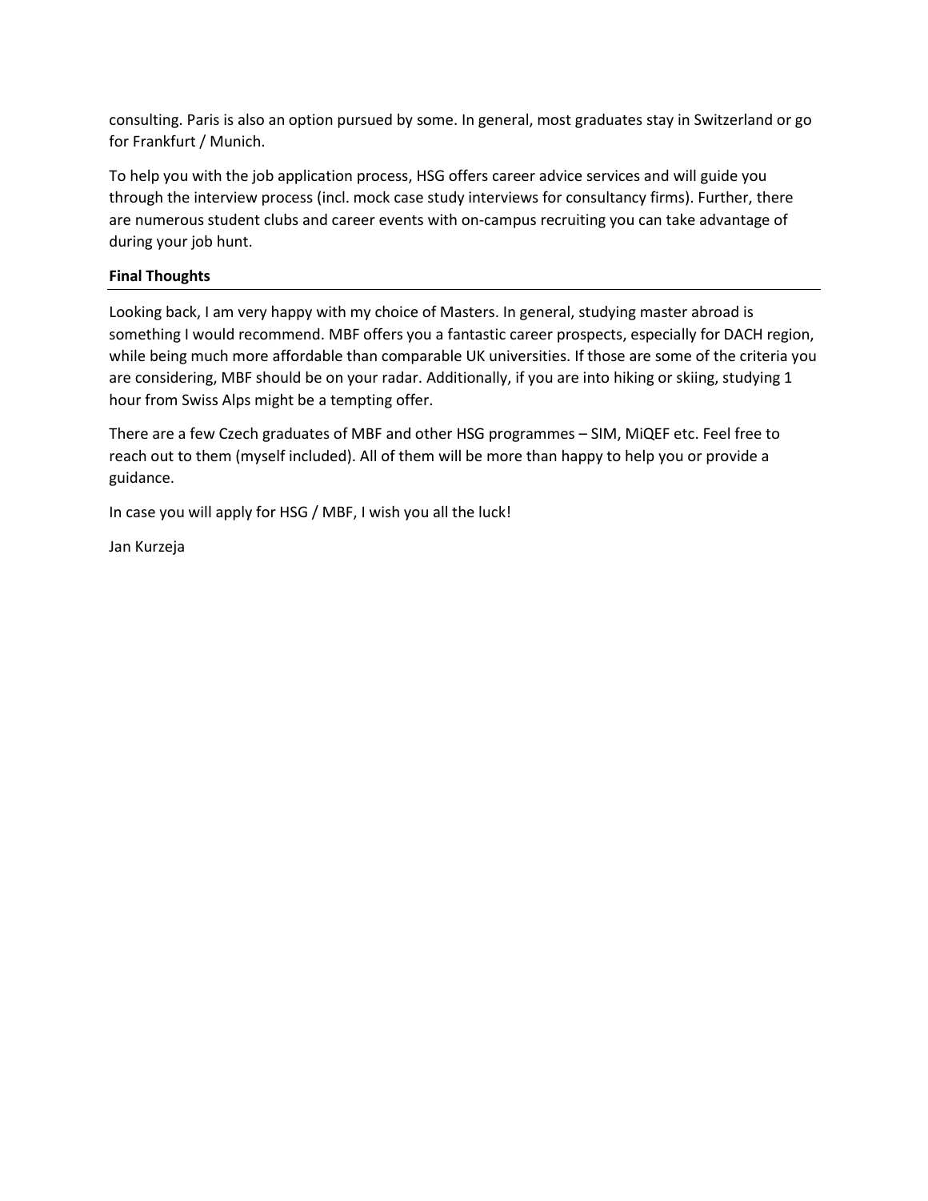consulting. Paris is also an option pursued by some. In general, most graduates stay in Switzerland or go for Frankfurt / Munich.

To help you with the job application process, HSG offers career advice services and will guide you through the interview process (incl. mock case study interviews for consultancy firms). Further, there are numerous student clubs and career events with on-campus recruiting you can take advantage of during your job hunt.

**Final Thoughts**

Looking back, I am very happy with my choice of Masters. In general, studying master abroad is something I would recommend. MBF offers you a fantastic career prospects, especially for DACH region, while being much more affordable than comparable UK universities. If those are some of the criteria you are considering, MBF should be on your radar. Additionally, if you are into hiking or skiing, studying 1 hour from Swiss Alps might be a tempting offer.

There are a few Czech graduates of MBF and other HSG programmes – SIM, MiQEF etc. Feel free to reach out to them (myself included). All of them will be more than happy to help you or provide a guidance.

In case you will apply for HSG / MBF, I wish you all the luck!

Jan Kurzeja